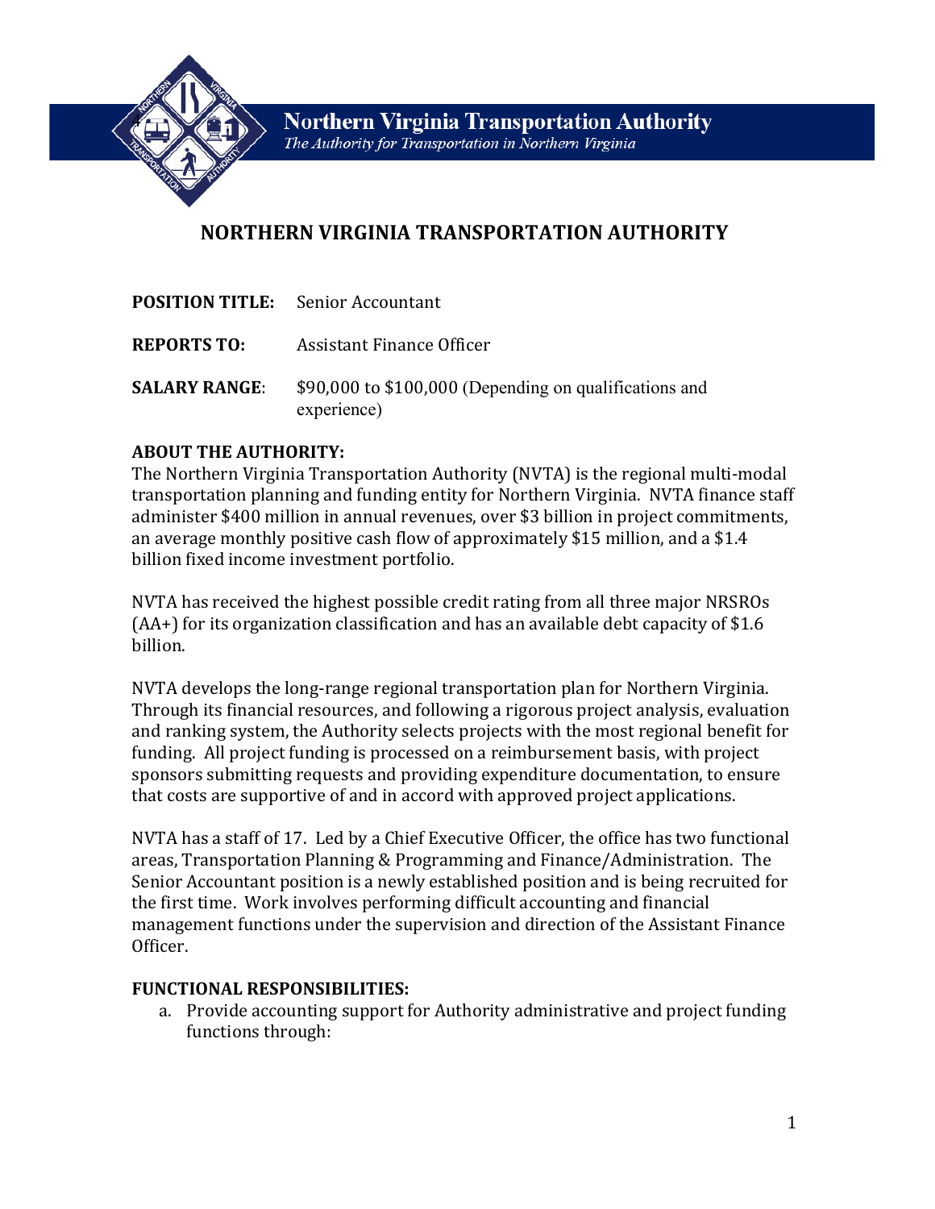**Northern Virginia Transportation Authority**
*The Authority for Transportation in Northern Virginia*

# NORTHERN VIRGINIA TRANSPORTATION AUTHORITY

**POSITION TITLE:** Senior Accountant

**REPORTS TO:** Assistant Finance Officer

**SALARY RANGE**: $90,000 to $100,000 (Depending on qualifications and experience)

**ABOUT THE AUTHORITY:**
The Northern Virginia Transportation Authority (NVTA) is the regional multi-modal transportation planning and funding entity for Northern Virginia. NVTA finance staff administer $400 million in annual revenues, over $3 billion in project commitments, an average monthly positive cash flow of approximately $15 million, and a $1.4 billion fixed income investment portfolio.

NVTA has received the highest possible credit rating from all three major NRSROs (AA+) for its organization classification and has an available debt capacity of $1.6 billion.

NVTA develops the long-range regional transportation plan for Northern Virginia. Through its financial resources, and following a rigorous project analysis, evaluation and ranking system, the Authority selects projects with the most regional benefit for funding. All project funding is processed on a reimbursement basis, with project sponsors submitting requests and providing expenditure documentation, to ensure that costs are supportive of and in accord with approved project applications.

NVTA has a staff of 17. Led by a Chief Executive Officer, the office has two functional areas, Transportation Planning & Programming and Finance/Administration. The Senior Accountant position is a newly established position and is being recruited for the first time. Work involves performing difficult accounting and financial management functions under the supervision and direction of the Assistant Finance Officer.

**FUNCTIONAL RESPONSIBILITIES:**

a. Provide accounting support for Authority administrative and project funding functions through: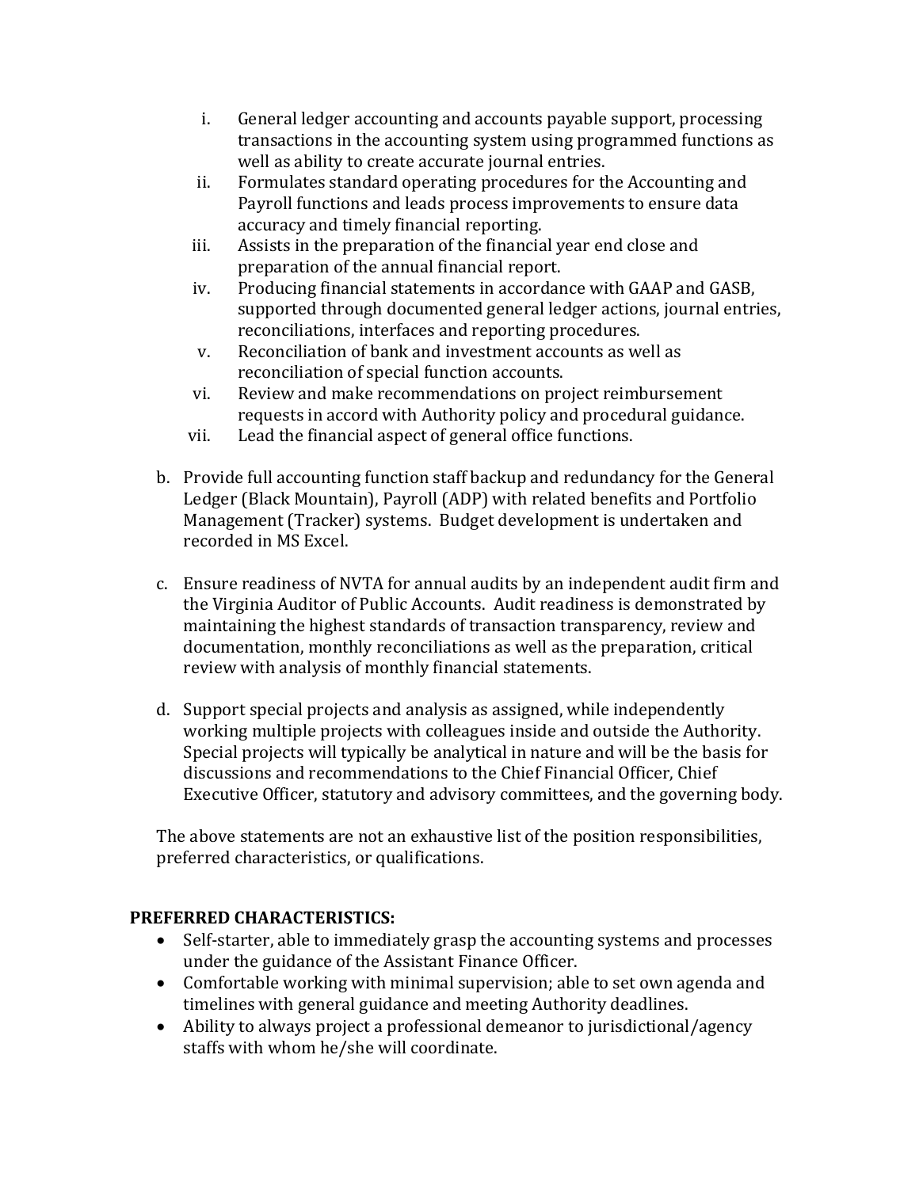i. General ledger accounting and accounts payable support, processing transactions in the accounting system using programmed functions as well as ability to create accurate journal entries.
   ii. Formulates standard operating procedures for the Accounting and Payroll functions and leads process improvements to ensure data accuracy and timely financial reporting.
   iii. Assists in the preparation of the financial year end close and preparation of the annual financial report.
   iv. Producing financial statements in accordance with GAAP and GASB, supported through documented general ledger actions, journal entries, reconciliations, interfaces and reporting procedures.
   v. Reconciliation of bank and investment accounts as well as reconciliation of special function accounts.
   vi. Review and make recommendations on project reimbursement requests in accord with Authority policy and procedural guidance.
   vii. Lead the financial aspect of general office functions.

b. Provide full accounting function staff backup and redundancy for the General Ledger (Black Mountain), Payroll (ADP) with related benefits and Portfolio Management (Tracker) systems. Budget development is undertaken and recorded in MS Excel.

c. Ensure readiness of NVTA for annual audits by an independent audit firm and the Virginia Auditor of Public Accounts. Audit readiness is demonstrated by maintaining the highest standards of transaction transparency, review and documentation, monthly reconciliations as well as the preparation, critical review with analysis of monthly financial statements.

d. Support special projects and analysis as assigned, while independently working multiple projects with colleagues inside and outside the Authority. Special projects will typically be analytical in nature and will be the basis for discussions and recommendations to the Chief Financial Officer, Chief Executive Officer, statutory and advisory committees, and the governing body.

The above statements are not an exhaustive list of the position responsibilities, preferred characteristics, or qualifications.

**PREFERRED CHARACTERISTICS:**

- Self-starter, able to immediately grasp the accounting systems and processes under the guidance of the Assistant Finance Officer.
- Comfortable working with minimal supervision; able to set own agenda and timelines with general guidance and meeting Authority deadlines.
- Ability to always project a professional demeanor to jurisdictional/agency staffs with whom he/she will coordinate.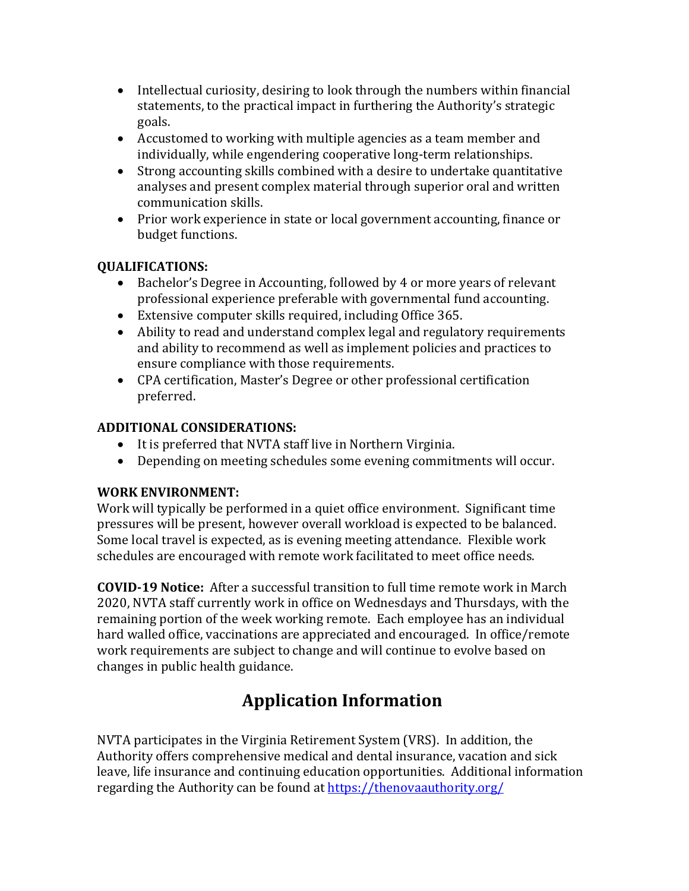- Intellectual curiosity, desiring to look through the numbers within financial statements, to the practical impact in furthering the Authority's strategic goals.
- Accustomed to working with multiple agencies as a team member and individually, while engendering cooperative long-term relationships.
- Strong accounting skills combined with a desire to undertake quantitative analyses and present complex material through superior oral and written communication skills.
- Prior work experience in state or local government accounting, finance or budget functions.

**QUALIFICATIONS:**

- Bachelor's Degree in Accounting, followed by 4 or more years of relevant professional experience preferable with governmental fund accounting.
- Extensive computer skills required, including Office 365.
- Ability to read and understand complex legal and regulatory requirements and ability to recommend as well as implement policies and practices to ensure compliance with those requirements.
- CPA certification, Master's Degree or other professional certification preferred.

**ADDITIONAL CONSIDERATIONS:**

- It is preferred that NVTA staff live in Northern Virginia.
- Depending on meeting schedules some evening commitments will occur.

**WORK ENVIRONMENT:**
Work will typically be performed in a quiet office environment. Significant time pressures will be present, however overall workload is expected to be balanced. Some local travel is expected, as is evening meeting attendance. Flexible work schedules are encouraged with remote work facilitated to meet office needs.

**COVID-19 Notice:** After a successful transition to full time remote work in March 2020, NVTA staff currently work in office on Wednesdays and Thursdays, with the remaining portion of the week working remote. Each employee has an individual hard walled office, vaccinations are appreciated and encouraged. In office/remote work requirements are subject to change and will continue to evolve based on changes in public health guidance.

# Application Information

NVTA participates in the Virginia Retirement System (VRS). In addition, the Authority offers comprehensive medical and dental insurance, vacation and sick leave, life insurance and continuing education opportunities. Additional information regarding the Authority can be found at https://thenovaauthority.org/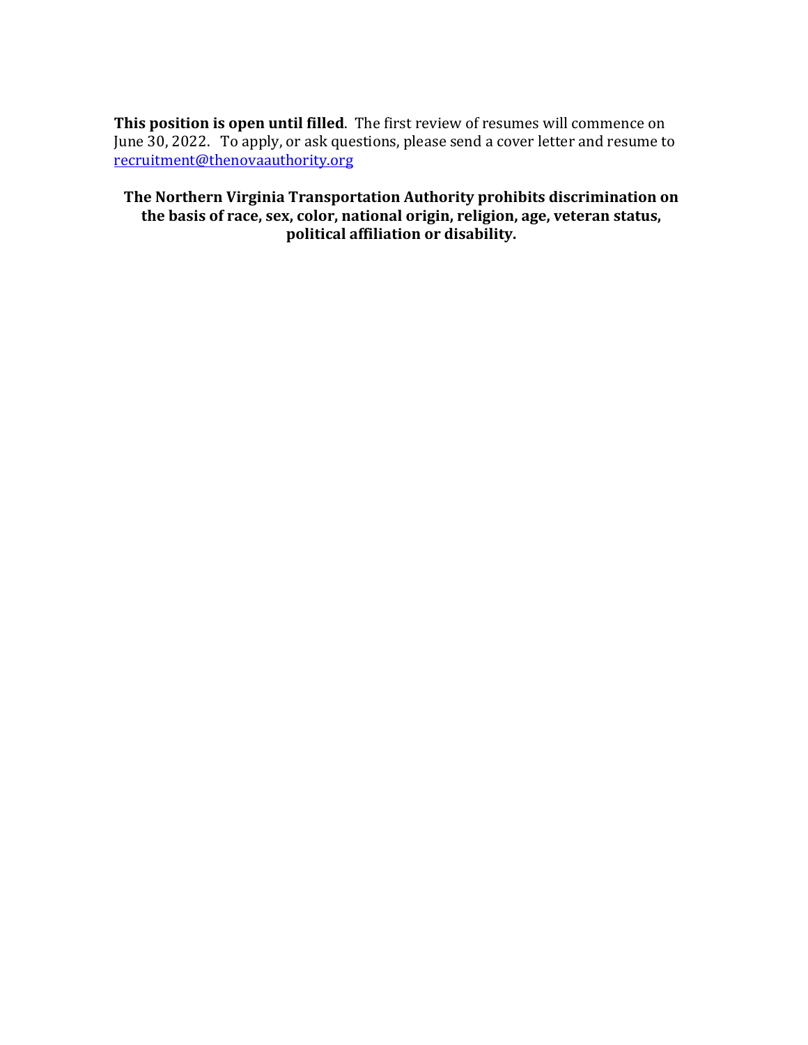**This position is open until filled**. The first review of resumes will commence on June 30, 2022. To apply, or ask questions, please send a cover letter and resume to recruitment@thenovaauthority.org

**The Northern Virginia Transportation Authority prohibits discrimination on the basis of race, sex, color, national origin, religion, age, veteran status, political affiliation or disability.**